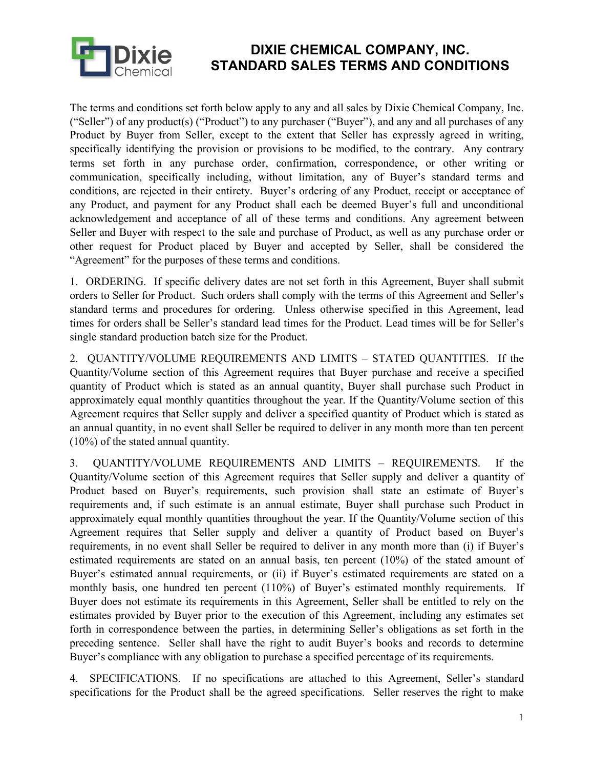# DIXIE CHEMICAL COMPANY, INC.
# STANDARD SALES TERMS AND CONDITIONS

The terms and conditions set forth below apply to any and all sales by Dixie Chemical Company, Inc. ("Seller") of any product(s) ("Product") to any purchaser ("Buyer"), and any and all purchases of any Product by Buyer from Seller, except to the extent that Seller has expressly agreed in writing, specifically identifying the provision or provisions to be modified, to the contrary. Any contrary terms set forth in any purchase order, confirmation, correspondence, or other writing or communication, specifically including, without limitation, any of Buyer's standard terms and conditions, are rejected in their entirety. Buyer's ordering of any Product, receipt or acceptance of any Product, and payment for any Product shall each be deemed Buyer's full and unconditional acknowledgement and acceptance of all of these terms and conditions. Any agreement between Seller and Buyer with respect to the sale and purchase of Product, as well as any purchase order or other request for Product placed by Buyer and accepted by Seller, shall be considered the "Agreement" for the purposes of these terms and conditions.

1. ORDERING. If specific delivery dates are not set forth in this Agreement, Buyer shall submit orders to Seller for Product. Such orders shall comply with the terms of this Agreement and Seller's standard terms and procedures for ordering. Unless otherwise specified in this Agreement, lead times for orders shall be Seller's standard lead times for the Product. Lead times will be for Seller's single standard production batch size for the Product.

2. QUANTITY/VOLUME REQUIREMENTS AND LIMITS – STATED QUANTITIES. If the Quantity/Volume section of this Agreement requires that Buyer purchase and receive a specified quantity of Product which is stated as an annual quantity, Buyer shall purchase such Product in approximately equal monthly quantities throughout the year. If the Quantity/Volume section of this Agreement requires that Seller supply and deliver a specified quantity of Product which is stated as an annual quantity, in no event shall Seller be required to deliver in any month more than ten percent (10%) of the stated annual quantity.

3. QUANTITY/VOLUME REQUIREMENTS AND LIMITS – REQUIREMENTS. If the Quantity/Volume section of this Agreement requires that Seller supply and deliver a quantity of Product based on Buyer's requirements, such provision shall state an estimate of Buyer's requirements and, if such estimate is an annual estimate, Buyer shall purchase such Product in approximately equal monthly quantities throughout the year. If the Quantity/Volume section of this Agreement requires that Seller supply and deliver a quantity of Product based on Buyer's requirements, in no event shall Seller be required to deliver in any month more than (i) if Buyer's estimated requirements are stated on an annual basis, ten percent (10%) of the stated amount of Buyer's estimated annual requirements, or (ii) if Buyer's estimated requirements are stated on a monthly basis, one hundred ten percent (110%) of Buyer's estimated monthly requirements. If Buyer does not estimate its requirements in this Agreement, Seller shall be entitled to rely on the estimates provided by Buyer prior to the execution of this Agreement, including any estimates set forth in correspondence between the parties, in determining Seller's obligations as set forth in the preceding sentence. Seller shall have the right to audit Buyer's books and records to determine Buyer's compliance with any obligation to purchase a specified percentage of its requirements.

4. SPECIFICATIONS. If no specifications are attached to this Agreement, Seller's standard specifications for the Product shall be the agreed specifications. Seller reserves the right to make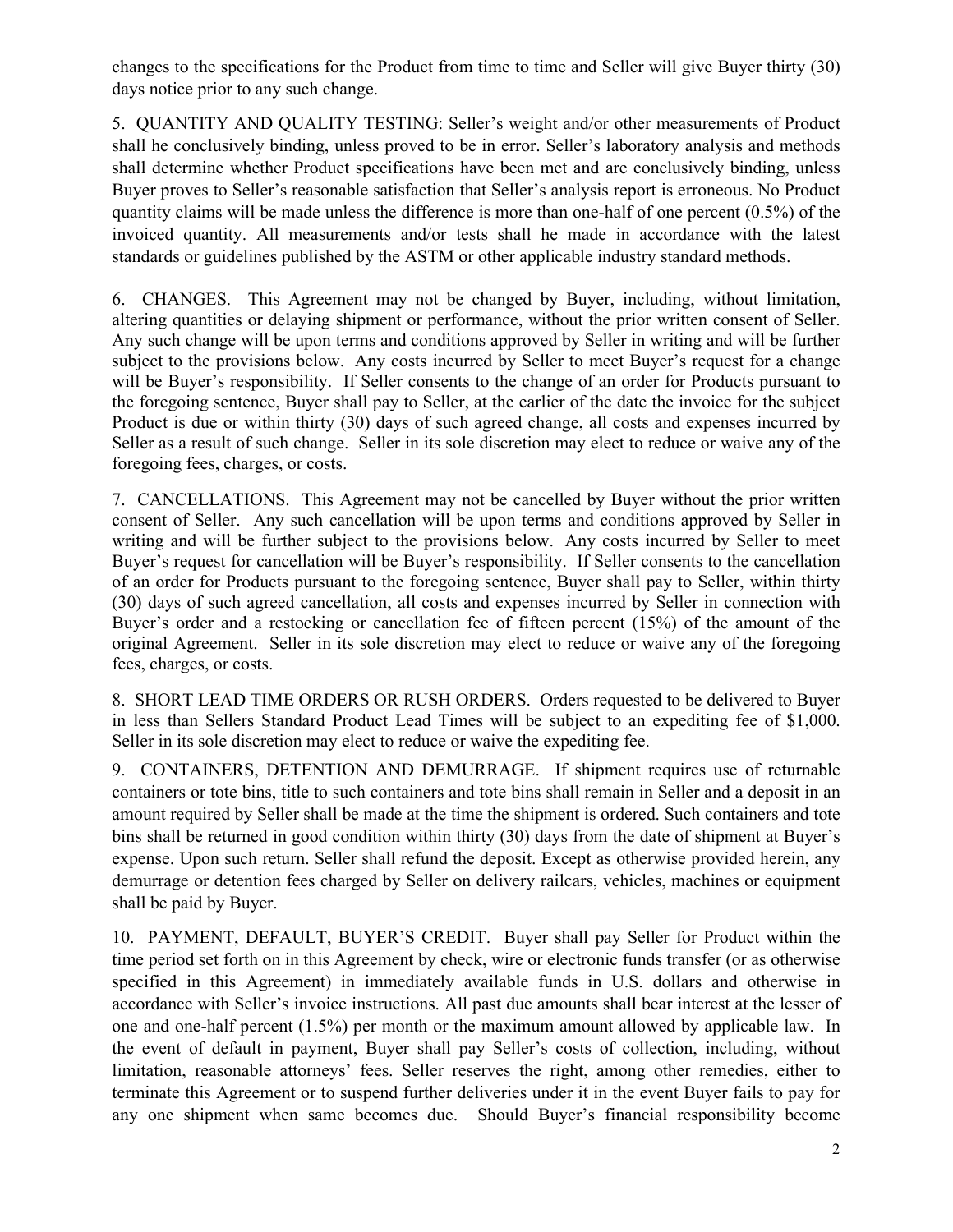changes to the specifications for the Product from time to time and Seller will give Buyer thirty (30) days notice prior to any such change.

5. QUANTITY AND QUALITY TESTING: Seller's weight and/or other measurements of Product shall he conclusively binding, unless proved to be in error. Seller's laboratory analysis and methods shall determine whether Product specifications have been met and are conclusively binding, unless Buyer proves to Seller's reasonable satisfaction that Seller's analysis report is erroneous. No Product quantity claims will be made unless the difference is more than one-half of one percent (0.5%) of the invoiced quantity. All measurements and/or tests shall he made in accordance with the latest standards or guidelines published by the ASTM or other applicable industry standard methods.

6. CHANGES. This Agreement may not be changed by Buyer, including, without limitation, altering quantities or delaying shipment or performance, without the prior written consent of Seller. Any such change will be upon terms and conditions approved by Seller in writing and will be further subject to the provisions below. Any costs incurred by Seller to meet Buyer's request for a change will be Buyer's responsibility. If Seller consents to the change of an order for Products pursuant to the foregoing sentence, Buyer shall pay to Seller, at the earlier of the date the invoice for the subject Product is due or within thirty (30) days of such agreed change, all costs and expenses incurred by Seller as a result of such change. Seller in its sole discretion may elect to reduce or waive any of the foregoing fees, charges, or costs.

7. CANCELLATIONS. This Agreement may not be cancelled by Buyer without the prior written consent of Seller. Any such cancellation will be upon terms and conditions approved by Seller in writing and will be further subject to the provisions below. Any costs incurred by Seller to meet Buyer's request for cancellation will be Buyer's responsibility. If Seller consents to the cancellation of an order for Products pursuant to the foregoing sentence, Buyer shall pay to Seller, within thirty (30) days of such agreed cancellation, all costs and expenses incurred by Seller in connection with Buyer's order and a restocking or cancellation fee of fifteen percent (15%) of the amount of the original Agreement. Seller in its sole discretion may elect to reduce or waive any of the foregoing fees, charges, or costs.

8. SHORT LEAD TIME ORDERS OR RUSH ORDERS. Orders requested to be delivered to Buyer in less than Sellers Standard Product Lead Times will be subject to an expediting fee of $1,000. Seller in its sole discretion may elect to reduce or waive the expediting fee.

9. CONTAINERS, DETENTION AND DEMURRAGE. If shipment requires use of returnable containers or tote bins, title to such containers and tote bins shall remain in Seller and a deposit in an amount required by Seller shall be made at the time the shipment is ordered. Such containers and tote bins shall be returned in good condition within thirty (30) days from the date of shipment at Buyer's expense. Upon such return. Seller shall refund the deposit. Except as otherwise provided herein, any demurrage or detention fees charged by Seller on delivery railcars, vehicles, machines or equipment shall be paid by Buyer.

10. PAYMENT, DEFAULT, BUYER'S CREDIT. Buyer shall pay Seller for Product within the time period set forth on in this Agreement by check, wire or electronic funds transfer (or as otherwise specified in this Agreement) in immediately available funds in U.S. dollars and otherwise in accordance with Seller's invoice instructions. All past due amounts shall bear interest at the lesser of one and one-half percent (1.5%) per month or the maximum amount allowed by applicable law. In the event of default in payment, Buyer shall pay Seller's costs of collection, including, without limitation, reasonable attorneys' fees. Seller reserves the right, among other remedies, either to terminate this Agreement or to suspend further deliveries under it in the event Buyer fails to pay for any one shipment when same becomes due. Should Buyer's financial responsibility become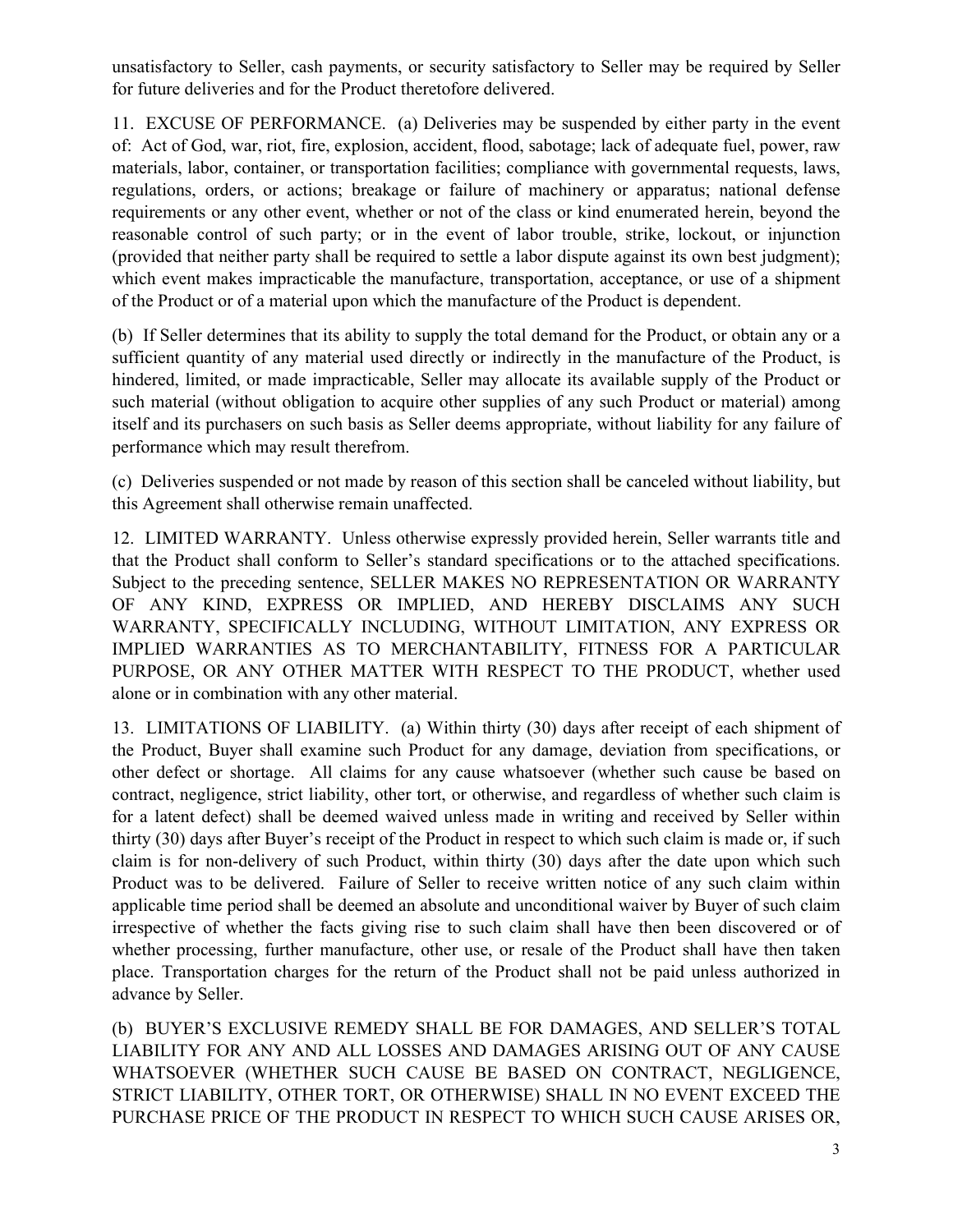unsatisfactory to Seller, cash payments, or security satisfactory to Seller may be required by Seller for future deliveries and for the Product theretofore delivered.

11. EXCUSE OF PERFORMANCE. (a) Deliveries may be suspended by either party in the event of: Act of God, war, riot, fire, explosion, accident, flood, sabotage; lack of adequate fuel, power, raw materials, labor, container, or transportation facilities; compliance with governmental requests, laws, regulations, orders, or actions; breakage or failure of machinery or apparatus; national defense requirements or any other event, whether or not of the class or kind enumerated herein, beyond the reasonable control of such party; or in the event of labor trouble, strike, lockout, or injunction (provided that neither party shall be required to settle a labor dispute against its own best judgment); which event makes impracticable the manufacture, transportation, acceptance, or use of a shipment of the Product or of a material upon which the manufacture of the Product is dependent.

(b) If Seller determines that its ability to supply the total demand for the Product, or obtain any or a sufficient quantity of any material used directly or indirectly in the manufacture of the Product, is hindered, limited, or made impracticable, Seller may allocate its available supply of the Product or such material (without obligation to acquire other supplies of any such Product or material) among itself and its purchasers on such basis as Seller deems appropriate, without liability for any failure of performance which may result therefrom.

(c) Deliveries suspended or not made by reason of this section shall be canceled without liability, but this Agreement shall otherwise remain unaffected.

12. LIMITED WARRANTY. Unless otherwise expressly provided herein, Seller warrants title and that the Product shall conform to Seller's standard specifications or to the attached specifications. Subject to the preceding sentence, SELLER MAKES NO REPRESENTATION OR WARRANTY OF ANY KIND, EXPRESS OR IMPLIED, AND HEREBY DISCLAIMS ANY SUCH WARRANTY, SPECIFICALLY INCLUDING, WITHOUT LIMITATION, ANY EXPRESS OR IMPLIED WARRANTIES AS TO MERCHANTABILITY, FITNESS FOR A PARTICULAR PURPOSE, OR ANY OTHER MATTER WITH RESPECT TO THE PRODUCT, whether used alone or in combination with any other material.

13. LIMITATIONS OF LIABILITY. (a) Within thirty (30) days after receipt of each shipment of the Product, Buyer shall examine such Product for any damage, deviation from specifications, or other defect or shortage. All claims for any cause whatsoever (whether such cause be based on contract, negligence, strict liability, other tort, or otherwise, and regardless of whether such claim is for a latent defect) shall be deemed waived unless made in writing and received by Seller within thirty (30) days after Buyer's receipt of the Product in respect to which such claim is made or, if such claim is for non-delivery of such Product, within thirty (30) days after the date upon which such Product was to be delivered. Failure of Seller to receive written notice of any such claim within applicable time period shall be deemed an absolute and unconditional waiver by Buyer of such claim irrespective of whether the facts giving rise to such claim shall have then been discovered or of whether processing, further manufacture, other use, or resale of the Product shall have then taken place. Transportation charges for the return of the Product shall not be paid unless authorized in advance by Seller.

(b) BUYER'S EXCLUSIVE REMEDY SHALL BE FOR DAMAGES, AND SELLER'S TOTAL LIABILITY FOR ANY AND ALL LOSSES AND DAMAGES ARISING OUT OF ANY CAUSE WHATSOEVER (WHETHER SUCH CAUSE BE BASED ON CONTRACT, NEGLIGENCE, STRICT LIABILITY, OTHER TORT, OR OTHERWISE) SHALL IN NO EVENT EXCEED THE PURCHASE PRICE OF THE PRODUCT IN RESPECT TO WHICH SUCH CAUSE ARISES OR,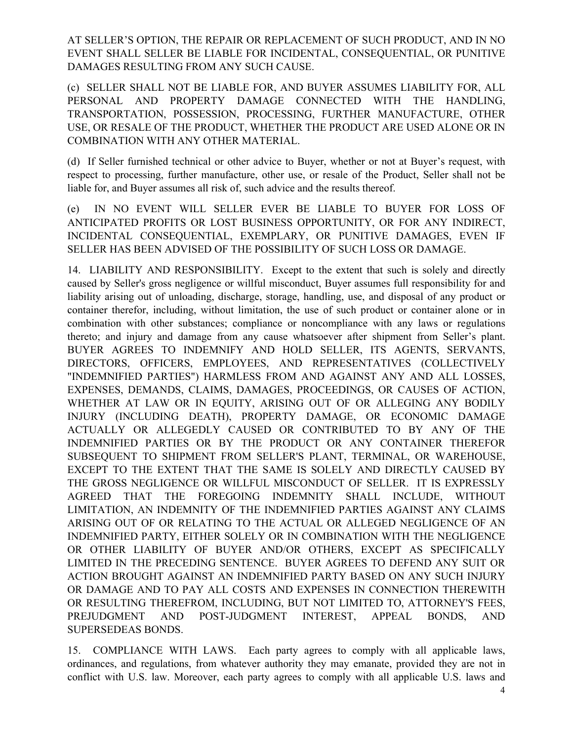AT SELLER'S OPTION, THE REPAIR OR REPLACEMENT OF SUCH PRODUCT, AND IN NO EVENT SHALL SELLER BE LIABLE FOR INCIDENTAL, CONSEQUENTIAL, OR PUNITIVE DAMAGES RESULTING FROM ANY SUCH CAUSE.

(c) SELLER SHALL NOT BE LIABLE FOR, AND BUYER ASSUMES LIABILITY FOR, ALL PERSONAL AND PROPERTY DAMAGE CONNECTED WITH THE HANDLING, TRANSPORTATION, POSSESSION, PROCESSING, FURTHER MANUFACTURE, OTHER USE, OR RESALE OF THE PRODUCT, WHETHER THE PRODUCT ARE USED ALONE OR IN COMBINATION WITH ANY OTHER MATERIAL.

(d) If Seller furnished technical or other advice to Buyer, whether or not at Buyer's request, with respect to processing, further manufacture, other use, or resale of the Product, Seller shall not be liable for, and Buyer assumes all risk of, such advice and the results thereof.

(e) IN NO EVENT WILL SELLER EVER BE LIABLE TO BUYER FOR LOSS OF ANTICIPATED PROFITS OR LOST BUSINESS OPPORTUNITY, OR FOR ANY INDIRECT, INCIDENTAL CONSEQUENTIAL, EXEMPLARY, OR PUNITIVE DAMAGES, EVEN IF SELLER HAS BEEN ADVISED OF THE POSSIBILITY OF SUCH LOSS OR DAMAGE.

14. LIABILITY AND RESPONSIBILITY. Except to the extent that such is solely and directly caused by Seller's gross negligence or willful misconduct, Buyer assumes full responsibility for and liability arising out of unloading, discharge, storage, handling, use, and disposal of any product or container therefor, including, without limitation, the use of such product or container alone or in combination with other substances; compliance or noncompliance with any laws or regulations thereto; and injury and damage from any cause whatsoever after shipment from Seller's plant. BUYER AGREES TO INDEMNIFY AND HOLD SELLER, ITS AGENTS, SERVANTS, DIRECTORS, OFFICERS, EMPLOYEES, AND REPRESENTATIVES (COLLECTIVELY "INDEMNIFIED PARTIES") HARMLESS FROM AND AGAINST ANY AND ALL LOSSES, EXPENSES, DEMANDS, CLAIMS, DAMAGES, PROCEEDINGS, OR CAUSES OF ACTION, WHETHER AT LAW OR IN EQUITY, ARISING OUT OF OR ALLEGING ANY BODILY INJURY (INCLUDING DEATH), PROPERTY DAMAGE, OR ECONOMIC DAMAGE ACTUALLY OR ALLEGEDLY CAUSED OR CONTRIBUTED TO BY ANY OF THE INDEMNIFIED PARTIES OR BY THE PRODUCT OR ANY CONTAINER THEREFOR SUBSEQUENT TO SHIPMENT FROM SELLER'S PLANT, TERMINAL, OR WAREHOUSE, EXCEPT TO THE EXTENT THAT THE SAME IS SOLELY AND DIRECTLY CAUSED BY THE GROSS NEGLIGENCE OR WILLFUL MISCONDUCT OF SELLER. IT IS EXPRESSLY AGREED THAT THE FOREGOING INDEMNITY SHALL INCLUDE, WITHOUT LIMITATION, AN INDEMNITY OF THE INDEMNIFIED PARTIES AGAINST ANY CLAIMS ARISING OUT OF OR RELATING TO THE ACTUAL OR ALLEGED NEGLIGENCE OF AN INDEMNIFIED PARTY, EITHER SOLELY OR IN COMBINATION WITH THE NEGLIGENCE OR OTHER LIABILITY OF BUYER AND/OR OTHERS, EXCEPT AS SPECIFICALLY LIMITED IN THE PRECEDING SENTENCE. BUYER AGREES TO DEFEND ANY SUIT OR ACTION BROUGHT AGAINST AN INDEMNIFIED PARTY BASED ON ANY SUCH INJURY OR DAMAGE AND TO PAY ALL COSTS AND EXPENSES IN CONNECTION THEREWITH OR RESULTING THEREFROM, INCLUDING, BUT NOT LIMITED TO, ATTORNEY'S FEES, PREJUDGMENT AND POST-JUDGMENT INTEREST, APPEAL BONDS, AND SUPERSEDEAS BONDS.

15. COMPLIANCE WITH LAWS. Each party agrees to comply with all applicable laws, ordinances, and regulations, from whatever authority they may emanate, provided they are not in conflict with U.S. law. Moreover, each party agrees to comply with all applicable U.S. laws and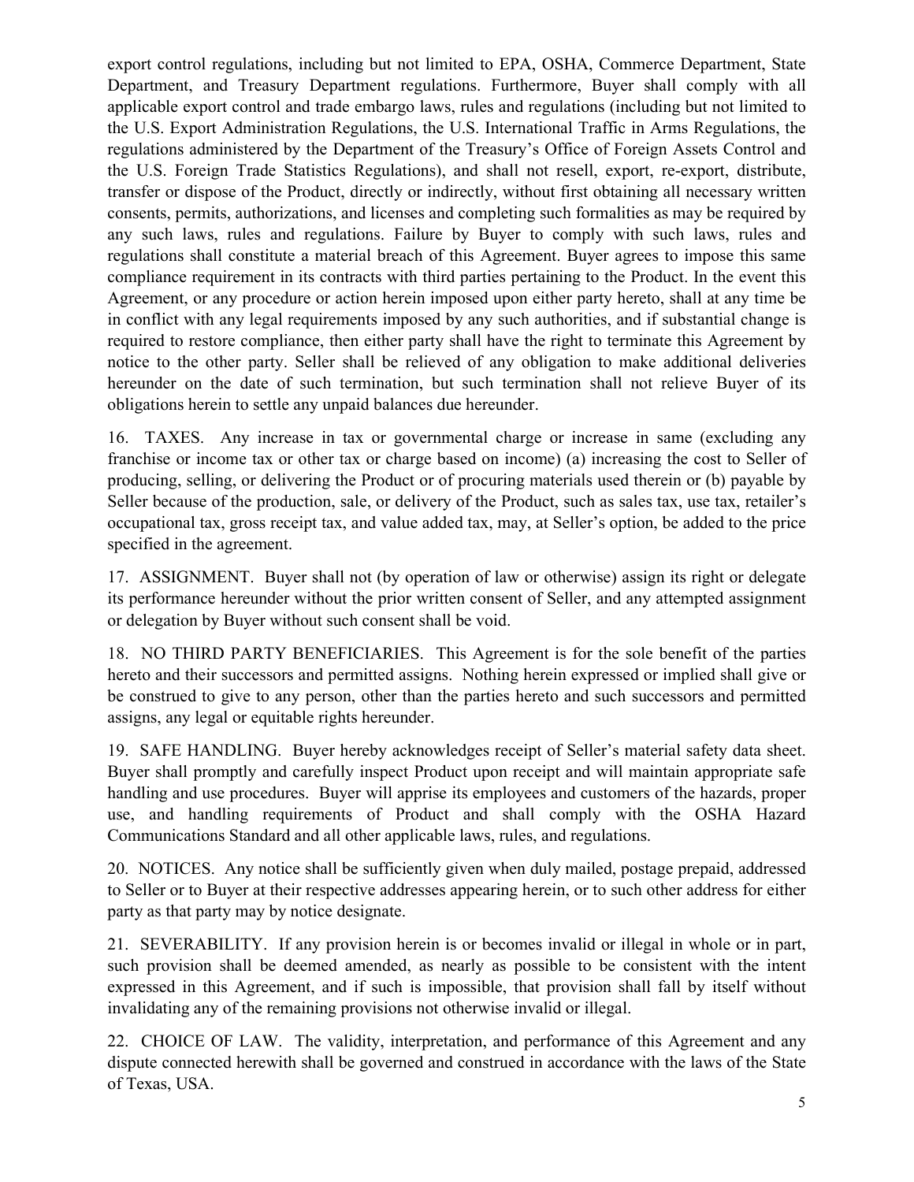export control regulations, including but not limited to EPA, OSHA, Commerce Department, State Department, and Treasury Department regulations. Furthermore, Buyer shall comply with all applicable export control and trade embargo laws, rules and regulations (including but not limited to the U.S. Export Administration Regulations, the U.S. International Traffic in Arms Regulations, the regulations administered by the Department of the Treasury's Office of Foreign Assets Control and the U.S. Foreign Trade Statistics Regulations), and shall not resell, export, re-export, distribute, transfer or dispose of the Product, directly or indirectly, without first obtaining all necessary written consents, permits, authorizations, and licenses and completing such formalities as may be required by any such laws, rules and regulations. Failure by Buyer to comply with such laws, rules and regulations shall constitute a material breach of this Agreement. Buyer agrees to impose this same compliance requirement in its contracts with third parties pertaining to the Product. In the event this Agreement, or any procedure or action herein imposed upon either party hereto, shall at any time be in conflict with any legal requirements imposed by any such authorities, and if substantial change is required to restore compliance, then either party shall have the right to terminate this Agreement by notice to the other party. Seller shall be relieved of any obligation to make additional deliveries hereunder on the date of such termination, but such termination shall not relieve Buyer of its obligations herein to settle any unpaid balances due hereunder.

16. TAXES. Any increase in tax or governmental charge or increase in same (excluding any franchise or income tax or other tax or charge based on income) (a) increasing the cost to Seller of producing, selling, or delivering the Product or of procuring materials used therein or (b) payable by Seller because of the production, sale, or delivery of the Product, such as sales tax, use tax, retailer's occupational tax, gross receipt tax, and value added tax, may, at Seller's option, be added to the price specified in the agreement.

17. ASSIGNMENT. Buyer shall not (by operation of law or otherwise) assign its right or delegate its performance hereunder without the prior written consent of Seller, and any attempted assignment or delegation by Buyer without such consent shall be void.

18. NO THIRD PARTY BENEFICIARIES. This Agreement is for the sole benefit of the parties hereto and their successors and permitted assigns. Nothing herein expressed or implied shall give or be construed to give to any person, other than the parties hereto and such successors and permitted assigns, any legal or equitable rights hereunder.

19. SAFE HANDLING. Buyer hereby acknowledges receipt of Seller's material safety data sheet. Buyer shall promptly and carefully inspect Product upon receipt and will maintain appropriate safe handling and use procedures. Buyer will apprise its employees and customers of the hazards, proper use, and handling requirements of Product and shall comply with the OSHA Hazard Communications Standard and all other applicable laws, rules, and regulations.

20. NOTICES. Any notice shall be sufficiently given when duly mailed, postage prepaid, addressed to Seller or to Buyer at their respective addresses appearing herein, or to such other address for either party as that party may by notice designate.

21. SEVERABILITY. If any provision herein is or becomes invalid or illegal in whole or in part, such provision shall be deemed amended, as nearly as possible to be consistent with the intent expressed in this Agreement, and if such is impossible, that provision shall fall by itself without invalidating any of the remaining provisions not otherwise invalid or illegal.

22. CHOICE OF LAW. The validity, interpretation, and performance of this Agreement and any dispute connected herewith shall be governed and construed in accordance with the laws of the State of Texas, USA.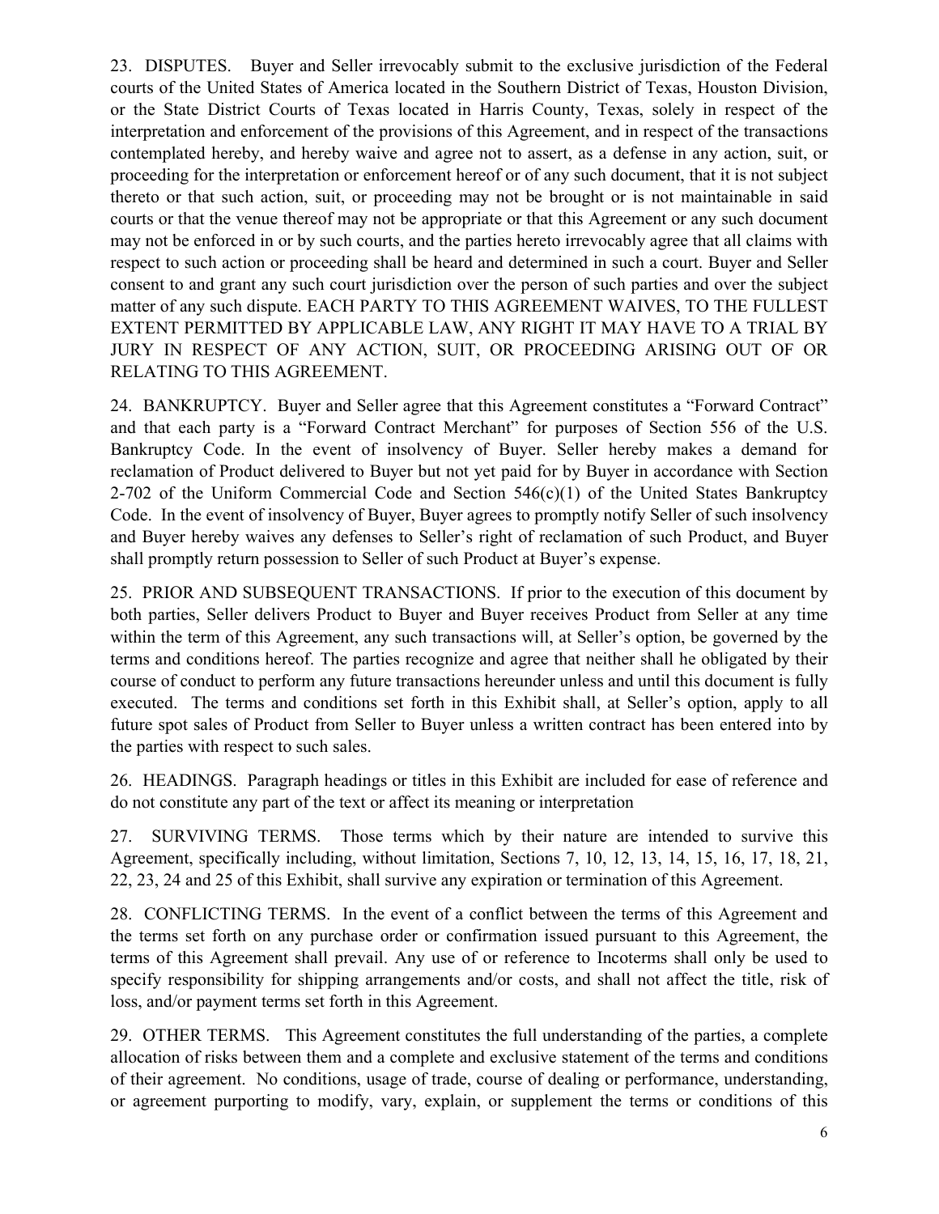23. DISPUTES. Buyer and Seller irrevocably submit to the exclusive jurisdiction of the Federal courts of the United States of America located in the Southern District of Texas, Houston Division, or the State District Courts of Texas located in Harris County, Texas, solely in respect of the interpretation and enforcement of the provisions of this Agreement, and in respect of the transactions contemplated hereby, and hereby waive and agree not to assert, as a defense in any action, suit, or proceeding for the interpretation or enforcement hereof or of any such document, that it is not subject thereto or that such action, suit, or proceeding may not be brought or is not maintainable in said courts or that the venue thereof may not be appropriate or that this Agreement or any such document may not be enforced in or by such courts, and the parties hereto irrevocably agree that all claims with respect to such action or proceeding shall be heard and determined in such a court. Buyer and Seller consent to and grant any such court jurisdiction over the person of such parties and over the subject matter of any such dispute. EACH PARTY TO THIS AGREEMENT WAIVES, TO THE FULLEST EXTENT PERMITTED BY APPLICABLE LAW, ANY RIGHT IT MAY HAVE TO A TRIAL BY JURY IN RESPECT OF ANY ACTION, SUIT, OR PROCEEDING ARISING OUT OF OR RELATING TO THIS AGREEMENT.

24. BANKRUPTCY. Buyer and Seller agree that this Agreement constitutes a "Forward Contract" and that each party is a "Forward Contract Merchant" for purposes of Section 556 of the U.S. Bankruptcy Code. In the event of insolvency of Buyer. Seller hereby makes a demand for reclamation of Product delivered to Buyer but not yet paid for by Buyer in accordance with Section 2-702 of the Uniform Commercial Code and Section 546(c)(1) of the United States Bankruptcy Code. In the event of insolvency of Buyer, Buyer agrees to promptly notify Seller of such insolvency and Buyer hereby waives any defenses to Seller's right of reclamation of such Product, and Buyer shall promptly return possession to Seller of such Product at Buyer's expense.

25. PRIOR AND SUBSEQUENT TRANSACTIONS. If prior to the execution of this document by both parties, Seller delivers Product to Buyer and Buyer receives Product from Seller at any time within the term of this Agreement, any such transactions will, at Seller's option, be governed by the terms and conditions hereof. The parties recognize and agree that neither shall he obligated by their course of conduct to perform any future transactions hereunder unless and until this document is fully executed. The terms and conditions set forth in this Exhibit shall, at Seller's option, apply to all future spot sales of Product from Seller to Buyer unless a written contract has been entered into by the parties with respect to such sales.

26. HEADINGS. Paragraph headings or titles in this Exhibit are included for ease of reference and do not constitute any part of the text or affect its meaning or interpretation

27. SURVIVING TERMS. Those terms which by their nature are intended to survive this Agreement, specifically including, without limitation, Sections 7, 10, 12, 13, 14, 15, 16, 17, 18, 21, 22, 23, 24 and 25 of this Exhibit, shall survive any expiration or termination of this Agreement.

28. CONFLICTING TERMS. In the event of a conflict between the terms of this Agreement and the terms set forth on any purchase order or confirmation issued pursuant to this Agreement, the terms of this Agreement shall prevail. Any use of or reference to Incoterms shall only be used to specify responsibility for shipping arrangements and/or costs, and shall not affect the title, risk of loss, and/or payment terms set forth in this Agreement.

29. OTHER TERMS. This Agreement constitutes the full understanding of the parties, a complete allocation of risks between them and a complete and exclusive statement of the terms and conditions of their agreement. No conditions, usage of trade, course of dealing or performance, understanding, or agreement purporting to modify, vary, explain, or supplement the terms or conditions of this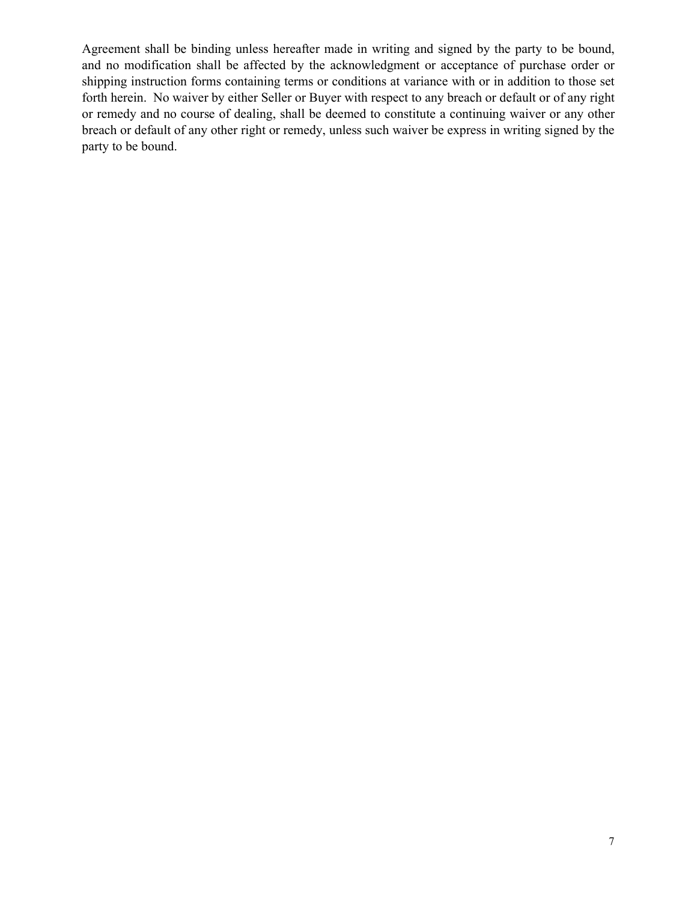Agreement shall be binding unless hereafter made in writing and signed by the party to be bound, and no modification shall be affected by the acknowledgment or acceptance of purchase order or shipping instruction forms containing terms or conditions at variance with or in addition to those set forth herein. No waiver by either Seller or Buyer with respect to any breach or default or of any right or remedy and no course of dealing, shall be deemed to constitute a continuing waiver or any other breach or default of any other right or remedy, unless such waiver be express in writing signed by the party to be bound.